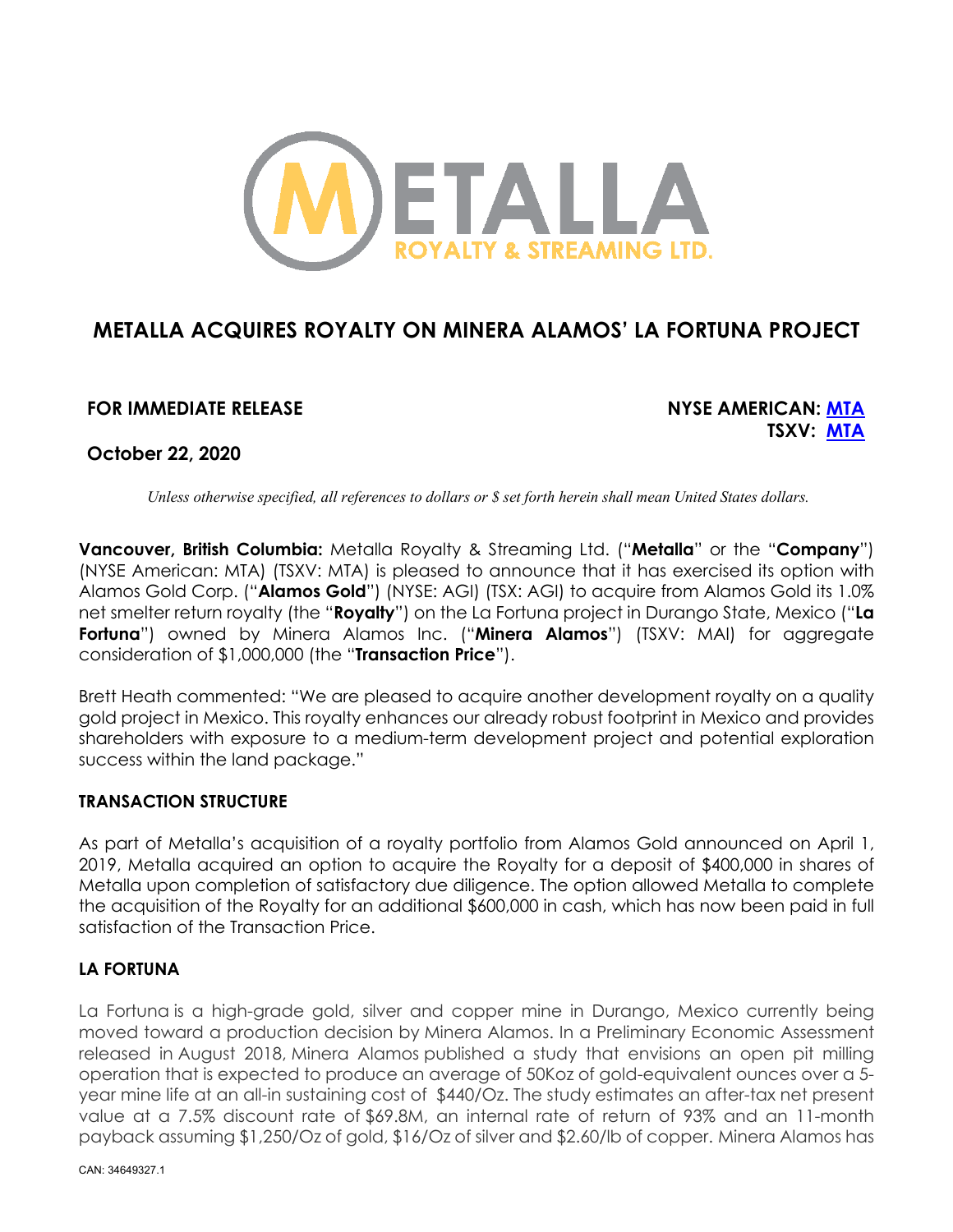# METALLA ACQUIRES ROYALTY ON MINERA ALAMOS' LA FORTUNA PROJECT

**FOR IMMEDIATE RELEASE**

**NYSE AMERICAN: MTA**
**TSXV: MTA**

**October 22, 2020**

*Unless otherwise specified, all references to dollars or $ set forth herein shall mean United States dollars.*

**Vancouver, British Columbia:** Metalla Royalty & Streaming Ltd. ("**Metalla**" or the "**Company**") (NYSE American: MTA) (TSXV: MTA) is pleased to announce that it has exercised its option with Alamos Gold Corp. ("**Alamos Gold**") (NYSE: AGI) (TSX: AGI) to acquire from Alamos Gold its 1.0% net smelter return royalty (the "**Royalty**") on the La Fortuna project in Durango State, Mexico ("**La Fortuna**") owned by Minera Alamos Inc. ("**Minera Alamos**") (TSXV: MAI) for aggregate consideration of $1,000,000 (the "**Transaction Price**").

Brett Heath commented: "We are pleased to acquire another development royalty on a quality gold project in Mexico. This royalty enhances our already robust footprint in Mexico and provides shareholders with exposure to a medium-term development project and potential exploration success within the land package."

## TRANSACTION STRUCTURE

As part of Metalla's acquisition of a royalty portfolio from Alamos Gold announced on April 1, 2019, Metalla acquired an option to acquire the Royalty for a deposit of $400,000 in shares of Metalla upon completion of satisfactory due diligence. The option allowed Metalla to complete the acquisition of the Royalty for an additional $600,000 in cash, which has now been paid in full satisfaction of the Transaction Price.

## LA FORTUNA

La Fortuna is a high-grade gold, silver and copper mine in Durango, Mexico currently being moved toward a production decision by Minera Alamos. In a Preliminary Economic Assessment released in August 2018, Minera Alamos published a study that envisions an open pit milling operation that is expected to produce an average of 50Koz of gold-equivalent ounces over a 5-year mine life at an all-in sustaining cost of $440/Oz. The study estimates an after-tax net present value at a 7.5% discount rate of $69.8M, an internal rate of return of 93% and an 11-month payback assuming $1,250/Oz of gold, $16/Oz of silver and $2.60/lb of copper. Minera Alamos has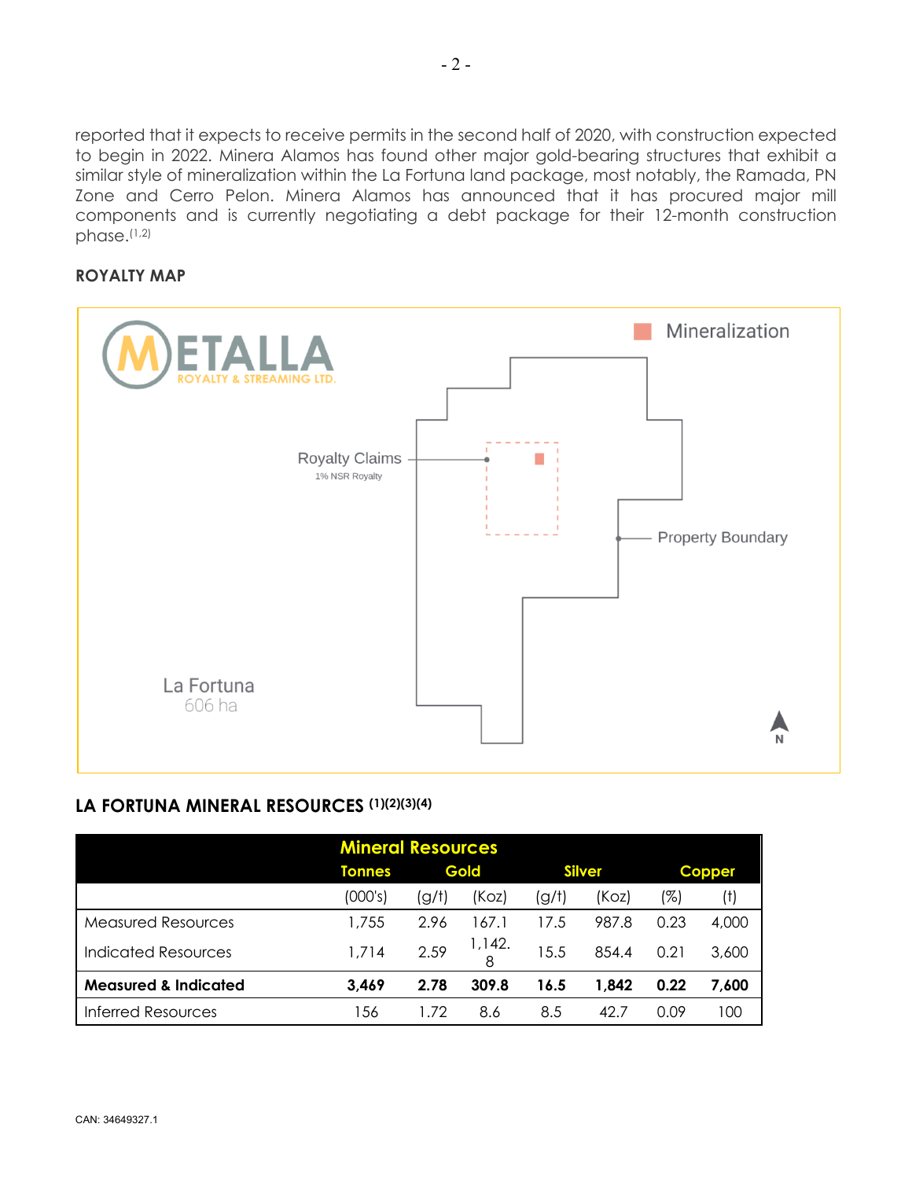reported that it expects to receive permits in the second half of 2020, with construction expected to begin in 2022. Minera Alamos has found other major gold-bearing structures that exhibit a similar style of mineralization within the La Fortuna land package, most notably, the Ramada, PN Zone and Cerro Pelon. Minera Alamos has announced that it has procured major mill components and is currently negotiating a debt package for their 12-month construction phase.[1,2]

**ROYALTY MAP**

## LA FORTUNA MINERAL RESOURCES [1][2][3][4]

| | Mineral Resources | | | | | | |
|---|---|---|---|---|---|---|---|
| | Tonnes | Gold | | Silver | | Copper | |
| | (000's) | (g/t) | (Koz) | (g/t) | (Koz) | (%) | (t) |
| Measured Resources | 1,755 | 2.96 | 167.1 | 17.5 | 987.8 | 0.23 | 4,000 |
| Indicated Resources | 1,714 | 2.59 | 1,142.8 | 15.5 | 854.4 | 0.21 | 3,600 |
| **Measured & Indicated** | **3,469** | **2.78** | **309.8** | **16.5** | **1,842** | **0.22** | **7,600** |
| Inferred Resources | 156 | 1.72 | 8.6 | 8.5 | 42.7 | 0.09 | 100 |

CAN: 34649327.1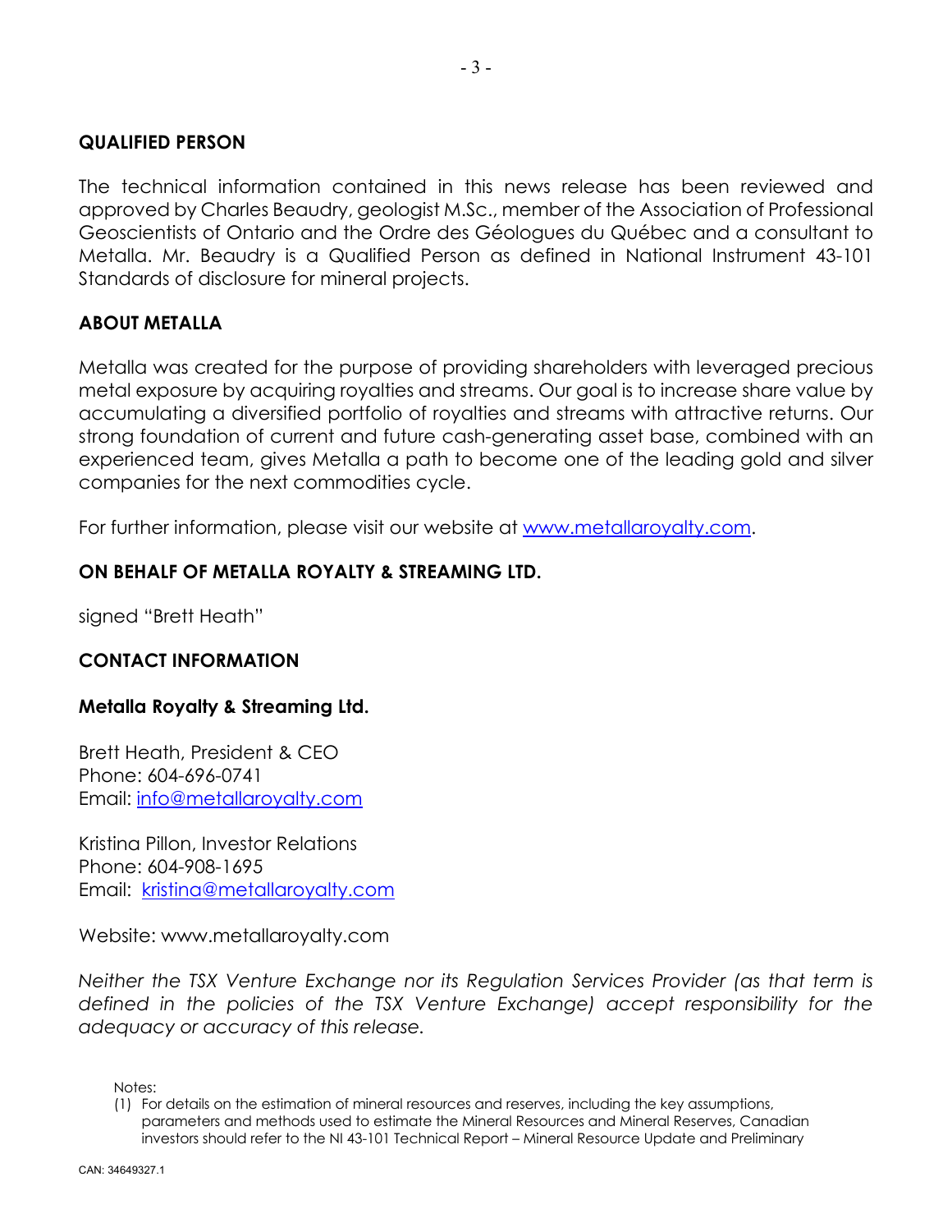## QUALIFIED PERSON

The technical information contained in this news release has been reviewed and approved by Charles Beaudry, geologist M.Sc., member of the Association of Professional Geoscientists of Ontario and the Ordre des Géologues du Québec and a consultant to Metalla. Mr. Beaudry is a Qualified Person as defined in National Instrument 43-101 Standards of disclosure for mineral projects.

## ABOUT METALLA

Metalla was created for the purpose of providing shareholders with leveraged precious metal exposure by acquiring royalties and streams. Our goal is to increase share value by accumulating a diversified portfolio of royalties and streams with attractive returns. Our strong foundation of current and future cash-generating asset base, combined with an experienced team, gives Metalla a path to become one of the leading gold and silver companies for the next commodities cycle.

For further information, please visit our website at www.metallaroyalty.com.

## ON BEHALF OF METALLA ROYALTY & STREAMING LTD.

signed "Brett Heath"

## CONTACT INFORMATION

### Metalla Royalty & Streaming Ltd.

Brett Heath, President & CEO
Phone: 604-696-0741
Email: info@metallaroyalty.com

Kristina Pillon, Investor Relations
Phone: 604-908-1695
Email: kristina@metallaroyalty.com

Website: www.metallaroyalty.com

*Neither the TSX Venture Exchange nor its Regulation Services Provider (as that term is defined in the policies of the TSX Venture Exchange) accept responsibility for the adequacy or accuracy of this release.*

Notes:

(1) For details on the estimation of mineral resources and reserves, including the key assumptions, parameters and methods used to estimate the Mineral Resources and Mineral Reserves, Canadian investors should refer to the NI 43-101 Technical Report – Mineral Resource Update and Preliminary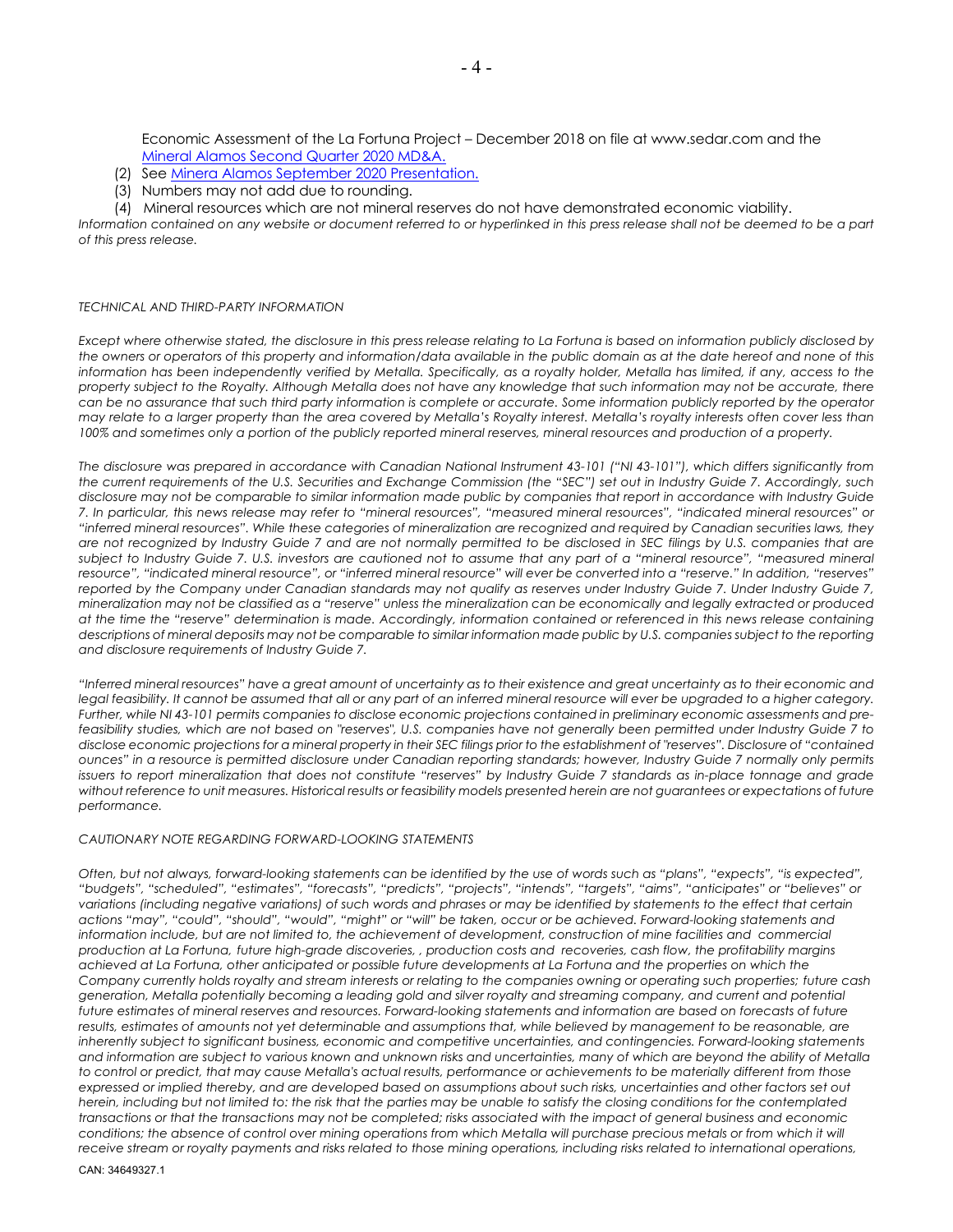Economic Assessment of the La Fortuna Project – December 2018 on file at www.sedar.com and the [Mineral Alamos Second Quarter 2020 MD&A.](#)

(2) See [Minera Alamos September 2020 Presentation.](#)

(3) Numbers may not add due to rounding.

(4) Mineral resources which are not mineral reserves do not have demonstrated economic viability.

*Information contained on any website or document referred to or hyperlinked in this press release shall not be deemed to be a part of this press release.*

*TECHNICAL AND THIRD-PARTY INFORMATION*

*Except where otherwise stated, the disclosure in this press release relating to La Fortuna is based on information publicly disclosed by the owners or operators of this property and information/data available in the public domain as at the date hereof and none of this information has been independently verified by Metalla. Specifically, as a royalty holder, Metalla has limited, if any, access to the property subject to the Royalty. Although Metalla does not have any knowledge that such information may not be accurate, there can be no assurance that such third party information is complete or accurate. Some information publicly reported by the operator may relate to a larger property than the area covered by Metalla's Royalty interest. Metalla's royalty interests often cover less than 100% and sometimes only a portion of the publicly reported mineral reserves, mineral resources and production of a property.*

*The disclosure was prepared in accordance with Canadian National Instrument 43-101 ("NI 43-101"), which differs significantly from the current requirements of the U.S. Securities and Exchange Commission (the "SEC") set out in Industry Guide 7. Accordingly, such disclosure may not be comparable to similar information made public by companies that report in accordance with Industry Guide 7. In particular, this news release may refer to "mineral resources", "measured mineral resources", "indicated mineral resources" or "inferred mineral resources". While these categories of mineralization are recognized and required by Canadian securities laws, they are not recognized by Industry Guide 7 and are not normally permitted to be disclosed in SEC filings by U.S. companies that are subject to Industry Guide 7. U.S. investors are cautioned not to assume that any part of a "mineral resource", "measured mineral resource", "indicated mineral resource", or "inferred mineral resource" will ever be converted into a "reserve." In addition, "reserves" reported by the Company under Canadian standards may not qualify as reserves under Industry Guide 7. Under Industry Guide 7, mineralization may not be classified as a "reserve" unless the mineralization can be economically and legally extracted or produced at the time the "reserve" determination is made. Accordingly, information contained or referenced in this news release containing descriptions of mineral deposits may not be comparable to similar information made public by U.S. companies subject to the reporting and disclosure requirements of Industry Guide 7.*

*"Inferred mineral resources" have a great amount of uncertainty as to their existence and great uncertainty as to their economic and legal feasibility. It cannot be assumed that all or any part of an inferred mineral resource will ever be upgraded to a higher category. Further, while NI 43-101 permits companies to disclose economic projections contained in preliminary economic assessments and pre-feasibility studies, which are not based on "reserves", U.S. companies have not generally been permitted under Industry Guide 7 to disclose economic projections for a mineral property in their SEC filings prior to the establishment of "reserves". Disclosure of "contained ounces" in a resource is permitted disclosure under Canadian reporting standards; however, Industry Guide 7 normally only permits issuers to report mineralization that does not constitute "reserves" by Industry Guide 7 standards as in-place tonnage and grade without reference to unit measures. Historical results or feasibility models presented herein are not guarantees or expectations of future performance.*

*CAUTIONARY NOTE REGARDING FORWARD-LOOKING STATEMENTS*

*Often, but not always, forward-looking statements can be identified by the use of words such as "plans", "expects", "is expected", "budgets", "scheduled", "estimates", "forecasts", "predicts", "projects", "intends", "targets", "aims", "anticipates" or "believes" or variations (including negative variations) of such words and phrases or may be identified by statements to the effect that certain actions "may", "could", "should", "would", "might" or "will" be taken, occur or be achieved. Forward-looking statements and information include, but are not limited to, the achievement of development, construction of mine facilities and commercial production at La Fortuna, future high-grade discoveries, , production costs and recoveries, cash flow, the profitability margins achieved at La Fortuna, other anticipated or possible future developments at La Fortuna and the properties on which the Company currently holds royalty and stream interests or relating to the companies owning or operating such properties; future cash generation, Metalla potentially becoming a leading gold and silver royalty and streaming company, and current and potential future estimates of mineral reserves and resources. Forward-looking statements and information are based on forecasts of future results, estimates of amounts not yet determinable and assumptions that, while believed by management to be reasonable, are inherently subject to significant business, economic and competitive uncertainties, and contingencies. Forward-looking statements and information are subject to various known and unknown risks and uncertainties, many of which are beyond the ability of Metalla to control or predict, that may cause Metalla's actual results, performance or achievements to be materially different from those expressed or implied thereby, and are developed based on assumptions about such risks, uncertainties and other factors set out herein, including but not limited to: the risk that the parties may be unable to satisfy the closing conditions for the contemplated transactions or that the transactions may not be completed; risks associated with the impact of general business and economic conditions; the absence of control over mining operations from which Metalla will purchase precious metals or from which it will receive stream or royalty payments and risks related to those mining operations, including risks related to international operations,*

CAN: 34649327.1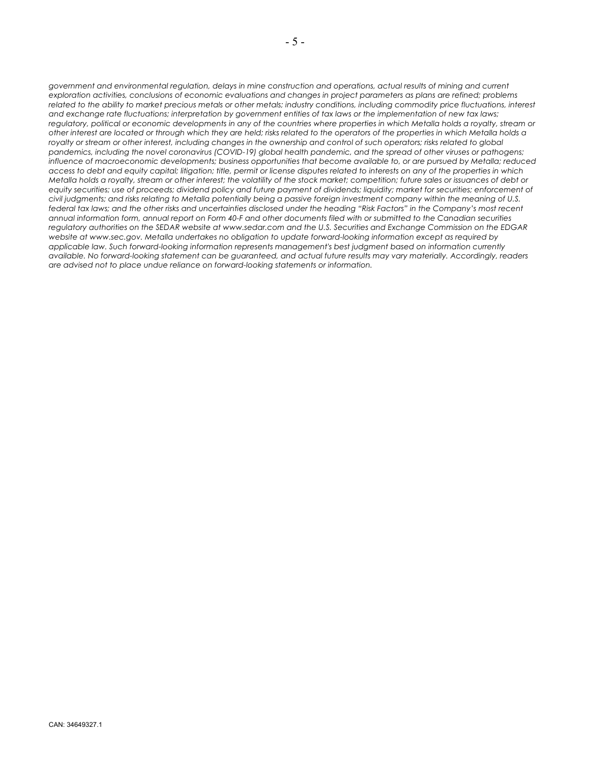*government and environmental regulation, delays in mine construction and operations, actual results of mining and current exploration activities, conclusions of economic evaluations and changes in project parameters as plans are refined; problems related to the ability to market precious metals or other metals; industry conditions, including commodity price fluctuations, interest and exchange rate fluctuations; interpretation by government entities of tax laws or the implementation of new tax laws; regulatory, political or economic developments in any of the countries where properties in which Metalla holds a royalty, stream or other interest are located or through which they are held; risks related to the operators of the properties in which Metalla holds a royalty or stream or other interest, including changes in the ownership and control of such operators; risks related to global pandemics, including the novel coronavirus (COVID-19) global health pandemic, and the spread of other viruses or pathogens; influence of macroeconomic developments; business opportunities that become available to, or are pursued by Metalla; reduced access to debt and equity capital; litigation; title, permit or license disputes related to interests on any of the properties in which Metalla holds a royalty, stream or other interest; the volatility of the stock market; competition; future sales or issuances of debt or equity securities; use of proceeds; dividend policy and future payment of dividends; liquidity; market for securities; enforcement of civil judgments; and risks relating to Metalla potentially being a passive foreign investment company within the meaning of U.S. federal tax laws; and the other risks and uncertainties disclosed under the heading "Risk Factors" in the Company's most recent annual information form, annual report on Form 40-F and other documents filed with or submitted to the Canadian securities regulatory authorities on the SEDAR website at www.sedar.com and the U.S. Securities and Exchange Commission on the EDGAR website at www.sec.gov. Metalla undertakes no obligation to update forward-looking information except as required by applicable law. Such forward-looking information represents management's best judgment based on information currently available. No forward-looking statement can be guaranteed, and actual future results may vary materially. Accordingly, readers are advised not to place undue reliance on forward-looking statements or information.*

CAN: 34649327.1